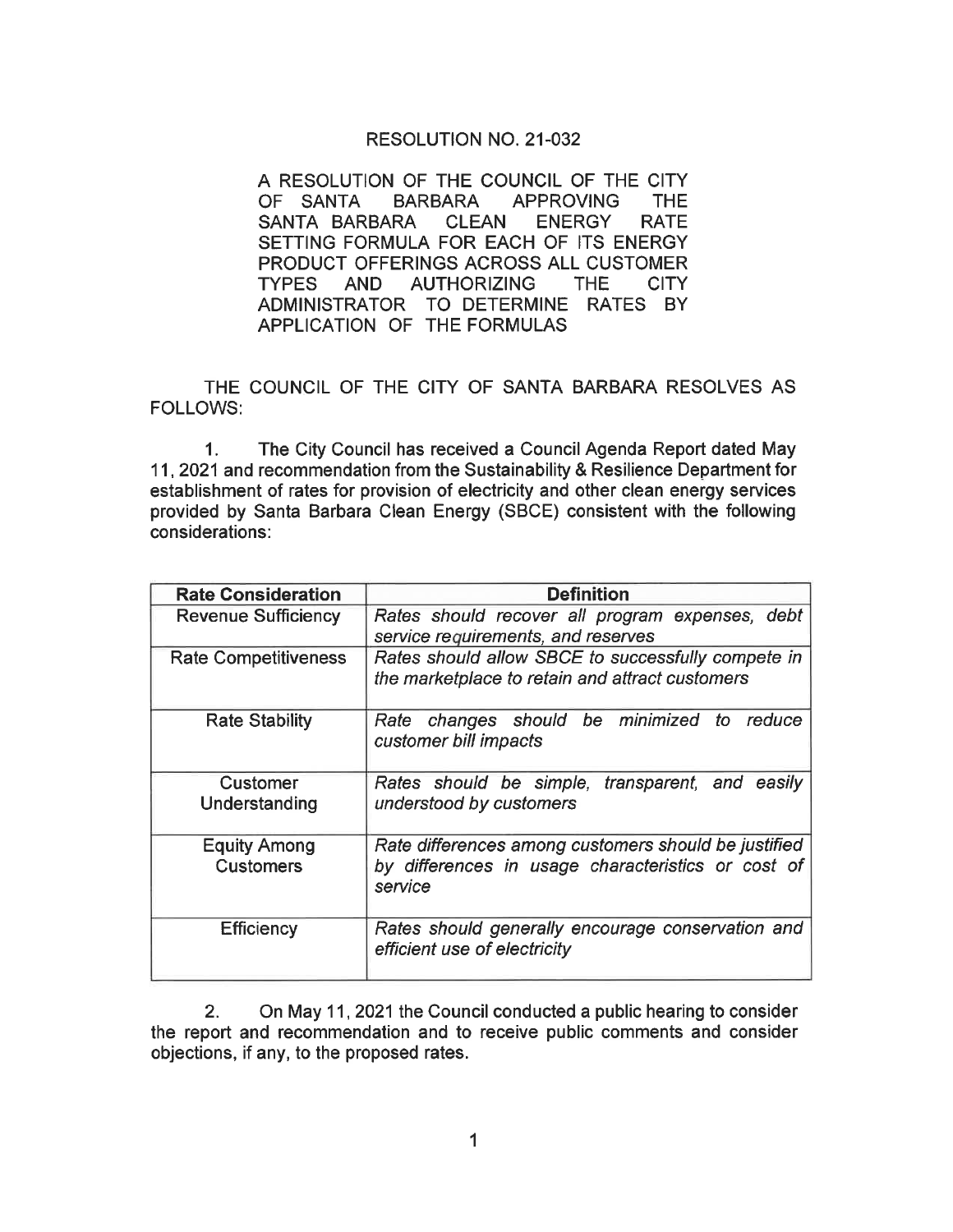# RESOLUTION NO. 21-032

A RESOLUTION OF THE COUNCIL OF THE CITY OF SANTA BARBARA APPROVING THE SANTA BARBARA CLEAN ENERGY RATE SETTING FORMULA FOR EACH OF ITS ENERGY PRODUCT OFFERINGS ACROSS ALL CUSTOMER TYPES AND AUTHORIZING THE CITY ADMINISTRATOR TO DETERMINE RATES BY APPLICATION OF THE FORMULAS

THE COUNCIL OF THE CITY OF SANTA BARBARA RESOLVES AS FOLLOWS:

1. The City Council has received a Council Agenda Report dated May 11, 2021 and recommendation from the Sustainability & Resilience Department for establishment of rates for provision of electricity and other clean energy services provided by Santa Barbara Clean Energy (SBCE) consistent with the following considerations:

| Rate Consideration | Definition |
| --- | --- |
| Revenue Sufficiency | *Rates should recover all program expenses, debt service requirements, and reserves* |
| Rate Competitiveness | *Rates should allow SBCE to successfully compete in the marketplace to retain and attract customers* |
| Rate Stability | *Rate changes should be minimized to reduce customer bill impacts* |
| Customer Understanding | *Rates should be simple, transparent, and easily understood by customers* |
| Equity Among Customers | *Rate differences among customers should be justified by differences in usage characteristics or cost of service* |
| Efficiency | *Rates should generally encourage conservation and efficient use of electricity* |

2. On May 11, 2021 the Council conducted a public hearing to consider the report and recommendation and to receive public comments and consider objections, if any, to the proposed rates.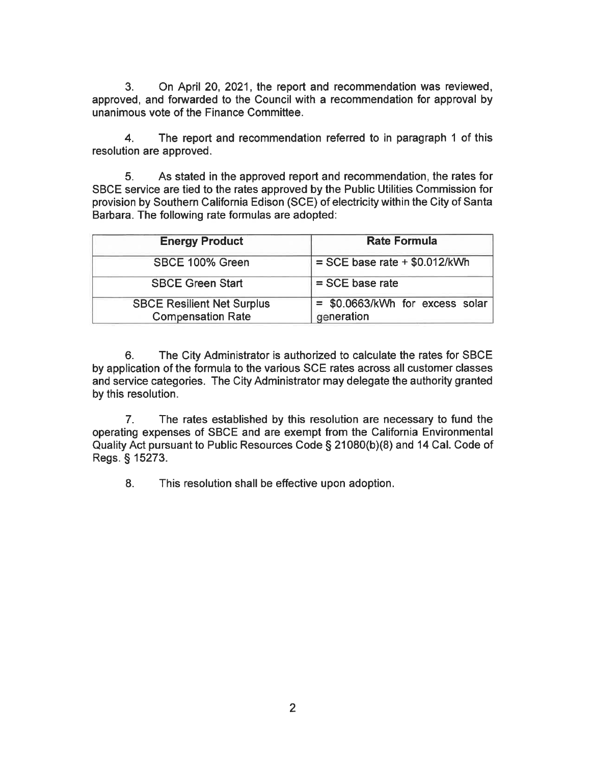3. On April 20, 2021, the report and recommendation was reviewed, approved, and forwarded to the Council with a recommendation for approval by unanimous vote of the Finance Committee.

4. The report and recommendation referred to in paragraph 1 of this resolution are approved.

5. As stated in the approved report and recommendation, the rates for SBCE service are tied to the rates approved by the Public Utilities Commission for provision by Southern California Edison (SCE) of electricity within the City of Santa Barbara. The following rate formulas are adopted:

| **Energy Product** | **Rate Formula** |
|---|---|
| SBCE 100% Green | = SCE base rate + $0.012/kWh |
| SBCE Green Start | = SCE base rate |
| SBCE Resilient Net Surplus Compensation Rate | = $0.0663/kWh for excess solar generation |

6. The City Administrator is authorized to calculate the rates for SBCE by application of the formula to the various SCE rates across all customer classes and service categories. The City Administrator may delegate the authority granted by this resolution.

7. The rates established by this resolution are necessary to fund the operating expenses of SBCE and are exempt from the California Environmental Quality Act pursuant to Public Resources Code § 21080(b)(8) and 14 Cal. Code of Regs. § 15273.

8. This resolution shall be effective upon adoption.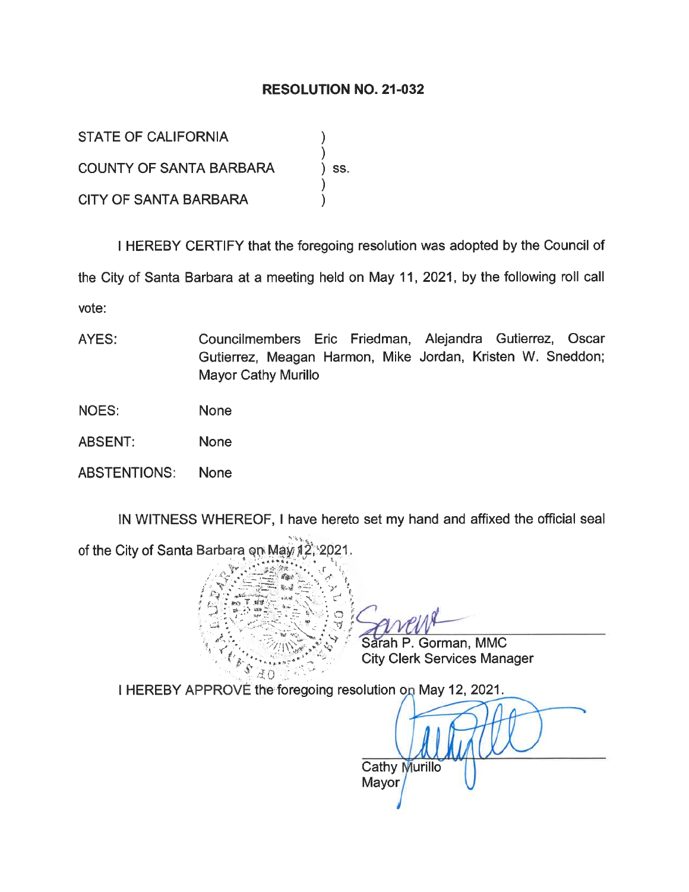**RESOLUTION NO. 21-032**

STATE OF CALIFORNIA )
 )
COUNTY OF SANTA BARBARA ) ss.
 )
CITY OF SANTA BARBARA )

I HEREBY CERTIFY that the foregoing resolution was adopted by the Council of the City of Santa Barbara at a meeting held on May 11, 2021, by the following roll call vote:

| | |
|---|---|
| AYES: | Councilmembers Eric Friedman, Alejandra Gutierrez, Oscar Gutierrez, Meagan Harmon, Mike Jordan, Kristen W. Sneddon; Mayor Cathy Murillo |
| NOES: | None |
| ABSENT: | None |
| ABSTENTIONS: | None |

IN WITNESS WHEREOF, I have hereto set my hand and affixed the official seal of the City of Santa Barbara on May 12, 2021.

Sarah P. Gorman, MMC
City Clerk Services Manager

I HEREBY APPROVE the foregoing resolution on May 12, 2021.

Cathy Murillo
Mayor